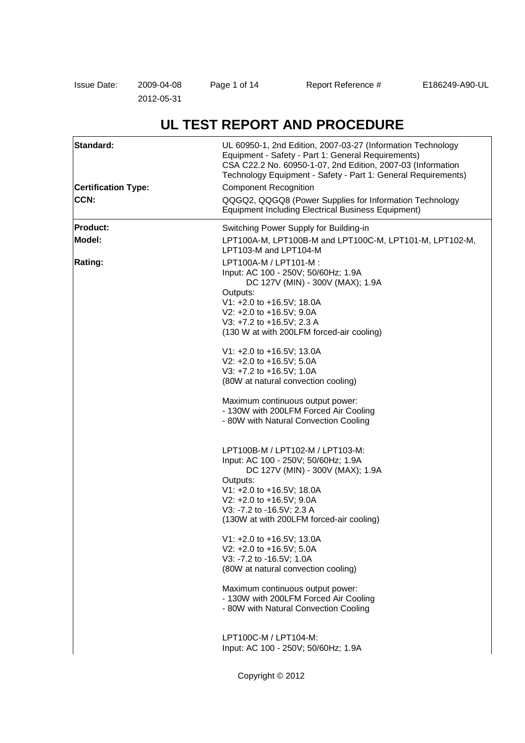Issue Date: 2009-04-08
2012-05-31

Report Reference # E186249-A90-UL

# UL TEST REPORT AND PROCEDURE

| | |
|---|---|
| **Standard:** | UL 60950-1, 2nd Edition, 2007-03-27 (Information Technology Equipment - Safety - Part 1: General Requirements)<br>CSA C22.2 No. 60950-1-07, 2nd Edition, 2007-03 (Information Technology Equipment - Safety - Part 1: General Requirements) |
| **Certification Type:** | Component Recognition |
| **CCN:** | QQGQ2, QQGQ8 (Power Supplies for Information Technology Equipment Including Electrical Business Equipment) |
| **Product:** | Switching Power Supply for Building-in |
| **Model:** | LPT100A-M, LPT100B-M and LPT100C-M, LPT101-M, LPT102-M, LPT103-M and LPT104-M |
| **Rating:** | LPT100A-M / LPT101-M :<br>Input: AC 100 - 250V; 50/60Hz; 1.9A<br>DC 127V (MIN) - 300V (MAX); 1.9A<br>Outputs:<br>V1: +2.0 to +16.5V; 18.0A<br>V2: +2.0 to +16.5V; 9.0A<br>V3: +7.2 to +16.5V; 2.3 A<br>(130 W at with 200LFM forced-air cooling)<br><br>V1: +2.0 to +16.5V; 13.0A<br>V2: +2.0 to +16.5V; 5.0A<br>V3: +7.2 to +16.5V; 1.0A<br>(80W at natural convection cooling)<br><br>Maximum continuous output power:<br>- 130W with 200LFM Forced Air Cooling<br>- 80W with Natural Convection Cooling<br><br>LPT100B-M / LPT102-M / LPT103-M:<br>Input: AC 100 - 250V; 50/60Hz; 1.9A<br>DC 127V (MIN) - 300V (MAX); 1.9A<br>Outputs:<br>V1: +2.0 to +16.5V; 18.0A<br>V2: +2.0 to +16.5V; 9.0A<br>V3: -7.2 to -16.5V; 2.3 A<br>(130W at with 200LFM forced-air cooling)<br><br>V1: +2.0 to +16.5V; 13.0A<br>V2: +2.0 to +16.5V; 5.0A<br>V3: -7.2 to -16.5V; 1.0A<br>(80W at natural convection cooling)<br><br>Maximum continuous output power:<br>- 130W with 200LFM Forced Air Cooling<br>- 80W with Natural Convection Cooling<br><br>LPT100C-M / LPT104-M:<br>Input: AC 100 - 250V; 50/60Hz; 1.9A |

Copyright © 2012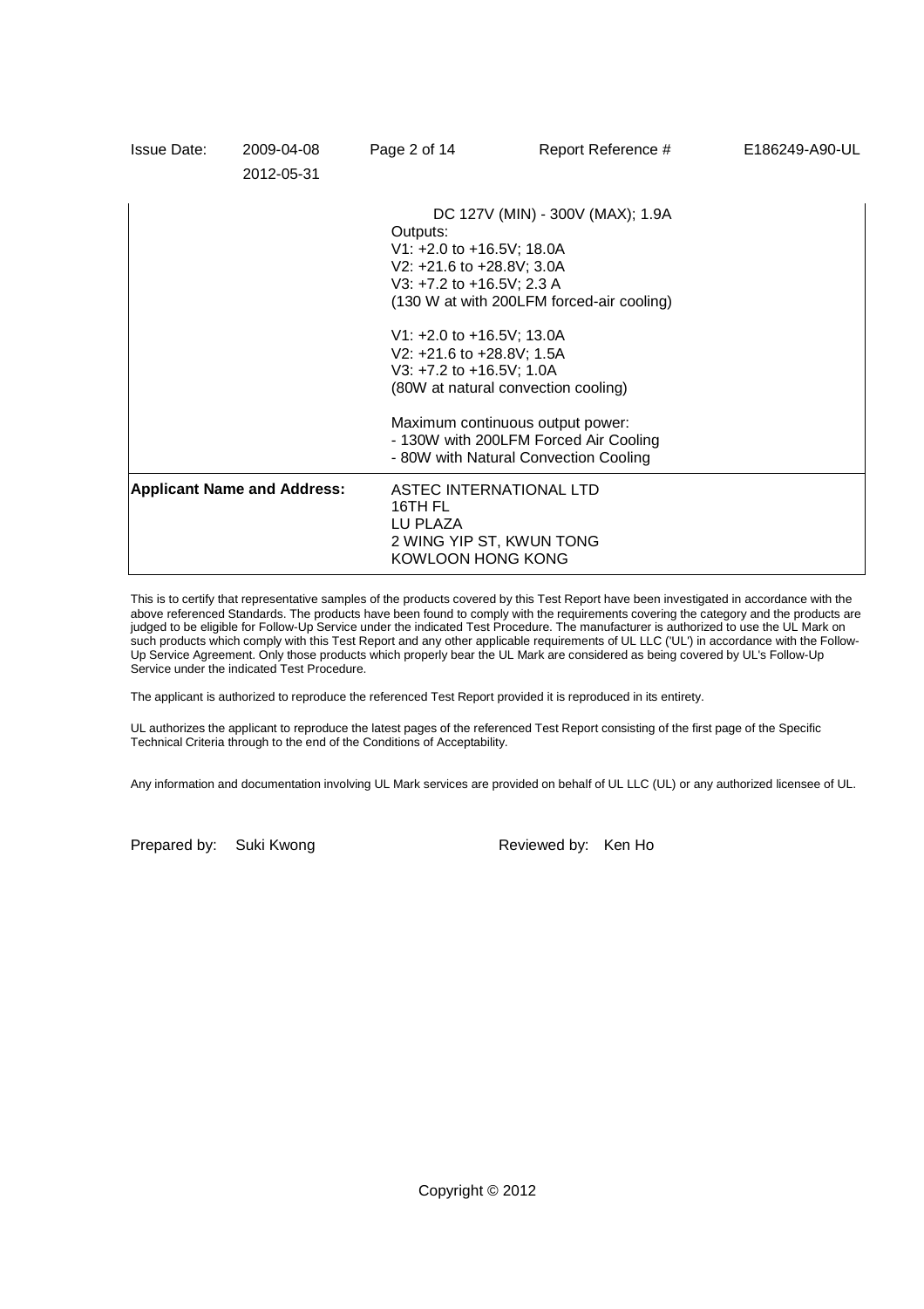| | |
|---|---|
| | DC 127V (MIN) - 300V (MAX); 1.9A<br>Outputs:<br>V1: +2.0 to +16.5V; 18.0A<br>V2: +21.6 to +28.8V; 3.0A<br>V3: +7.2 to +16.5V; 2.3 A<br>(130 W at with 200LFM forced-air cooling)<br><br>V1: +2.0 to +16.5V; 13.0A<br>V2: +21.6 to +28.8V; 1.5A<br>V3: +7.2 to +16.5V; 1.0A<br>(80W at natural convection cooling)<br><br>Maximum continuous output power:<br>- 130W with 200LFM Forced Air Cooling<br>- 80W with Natural Convection Cooling |
| **Applicant Name and Address:** | ASTEC INTERNATIONAL LTD<br>16TH FL<br>LU PLAZA<br>2 WING YIP ST, KWUN TONG<br>KOWLOON HONG KONG |

This is to certify that representative samples of the products covered by this Test Report have been investigated in accordance with the above referenced Standards. The products have been found to comply with the requirements covering the category and the products are judged to be eligible for Follow-Up Service under the indicated Test Procedure. The manufacturer is authorized to use the UL Mark on such products which comply with this Test Report and any other applicable requirements of UL LLC ('UL') in accordance with the Follow-Up Service Agreement. Only those products which properly bear the UL Mark are considered as being covered by UL's Follow-Up Service under the indicated Test Procedure.

The applicant is authorized to reproduce the referenced Test Report provided it is reproduced in its entirety.

UL authorizes the applicant to reproduce the latest pages of the referenced Test Report consisting of the first page of the Specific Technical Criteria through to the end of the Conditions of Acceptability.

Any information and documentation involving UL Mark services are provided on behalf of UL LLC (UL) or any authorized licensee of UL.

Prepared by: Suki Kwong    Reviewed by: Ken Ho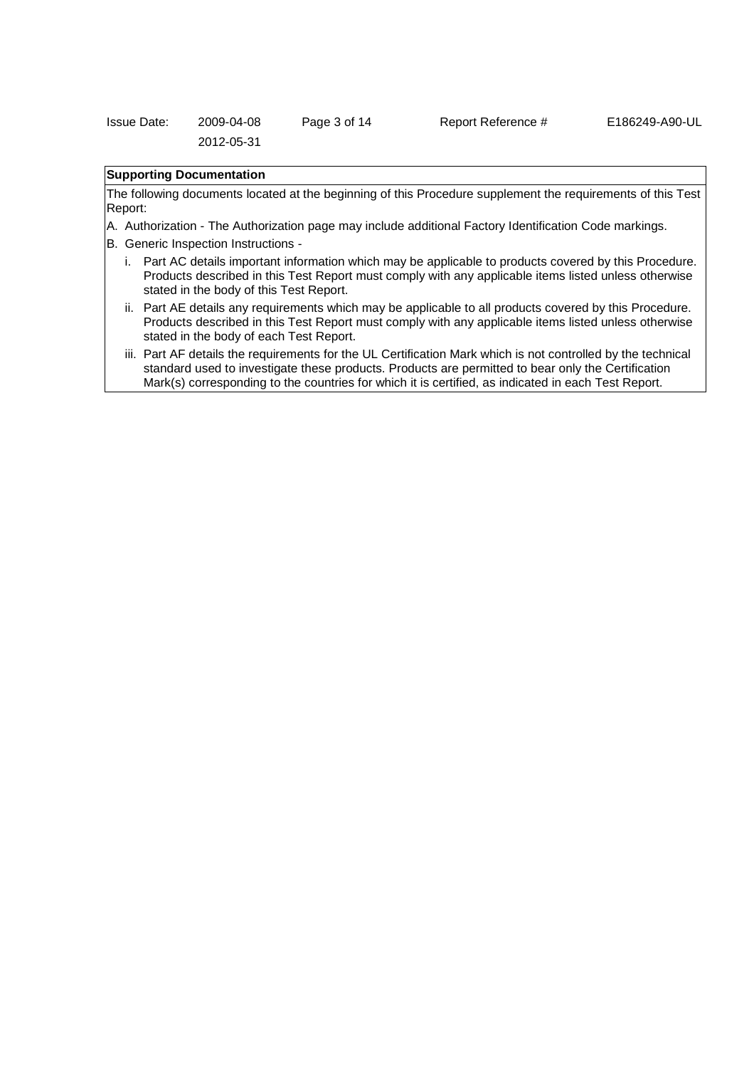**Supporting Documentation**

The following documents located at the beginning of this Procedure supplement the requirements of this Test Report:

A. Authorization - The Authorization page may include additional Factory Identification Code markings.

B. Generic Inspection Instructions -

   i. Part AC details important information which may be applicable to products covered by this Procedure. Products described in this Test Report must comply with any applicable items listed unless otherwise stated in the body of this Test Report.

   ii. Part AE details any requirements which may be applicable to all products covered by this Procedure. Products described in this Test Report must comply with any applicable items listed unless otherwise stated in the body of each Test Report.

   iii. Part AF details the requirements for the UL Certification Mark which is not controlled by the technical standard used to investigate these products. Products are permitted to bear only the Certification Mark(s) corresponding to the countries for which it is certified, as indicated in each Test Report.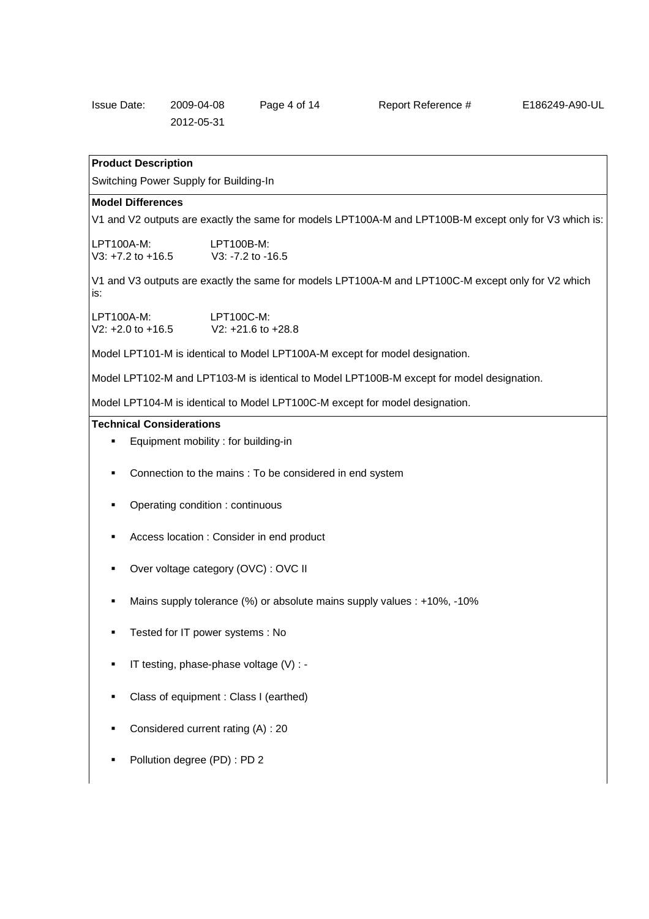**Product Description**

Switching Power Supply for Building-In

**Model Differences**

V1 and V2 outputs are exactly the same for models LPT100A-M and LPT100B-M except only for V3 which is:

| LPT100A-M: | LPT100B-M: |
|---|---|
| V3: +7.2 to +16.5 | V3: -7.2 to -16.5 |

V1 and V3 outputs are exactly the same for models LPT100A-M and LPT100C-M except only for V2 which is:

| LPT100A-M: | LPT100C-M: |
|---|---|
| V2: +2.0 to +16.5 | V2: +21.6 to +28.8 |

Model LPT101-M is identical to Model LPT100A-M except for model designation.

Model LPT102-M and LPT103-M is identical to Model LPT100B-M except for model designation.

Model LPT104-M is identical to Model LPT100C-M except for model designation.

**Technical Considerations**

- Equipment mobility : for building-in
- Connection to the mains : To be considered in end system
- Operating condition : continuous
- Access location : Consider in end product
- Over voltage category (OVC) : OVC II
- Mains supply tolerance (%) or absolute mains supply values : +10%, -10%
- Tested for IT power systems : No
- IT testing, phase-phase voltage (V) : -
- Class of equipment : Class I (earthed)
- Considered current rating (A) : 20
- Pollution degree (PD) : PD 2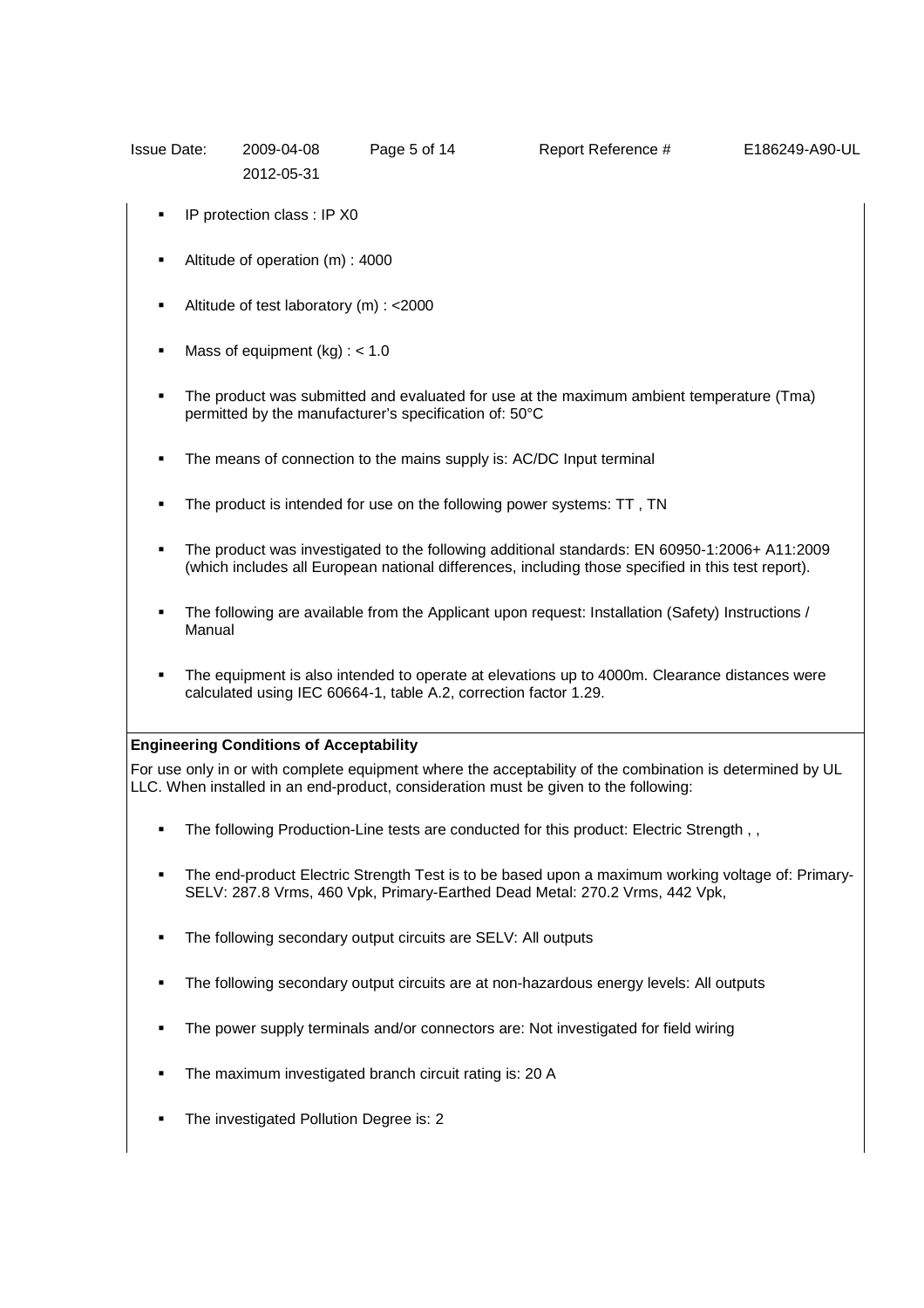- IP protection class : IP X0
- Altitude of operation (m) : 4000
- Altitude of test laboratory (m) : <2000
- Mass of equipment (kg) : < 1.0
- The product was submitted and evaluated for use at the maximum ambient temperature (Tma) permitted by the manufacturer's specification of: 50°C
- The means of connection to the mains supply is: AC/DC Input terminal
- The product is intended for use on the following power systems: TT , TN
- The product was investigated to the following additional standards: EN 60950-1:2006+ A11:2009 (which includes all European national differences, including those specified in this test report).
- The following are available from the Applicant upon request: Installation (Safety) Instructions / Manual
- The equipment is also intended to operate at elevations up to 4000m. Clearance distances were calculated using IEC 60664-1, table A.2, correction factor 1.29.

**Engineering Conditions of Acceptability**

For use only in or with complete equipment where the acceptability of the combination is determined by UL LLC. When installed in an end-product, consideration must be given to the following:

- The following Production-Line tests are conducted for this product: Electric Strength , ,
- The end-product Electric Strength Test is to be based upon a maximum working voltage of: Primary-SELV: 287.8 Vrms, 460 Vpk, Primary-Earthed Dead Metal: 270.2 Vrms, 442 Vpk,
- The following secondary output circuits are SELV: All outputs
- The following secondary output circuits are at non-hazardous energy levels: All outputs
- The power supply terminals and/or connectors are: Not investigated for field wiring
- The maximum investigated branch circuit rating is: 20 A
- The investigated Pollution Degree is: 2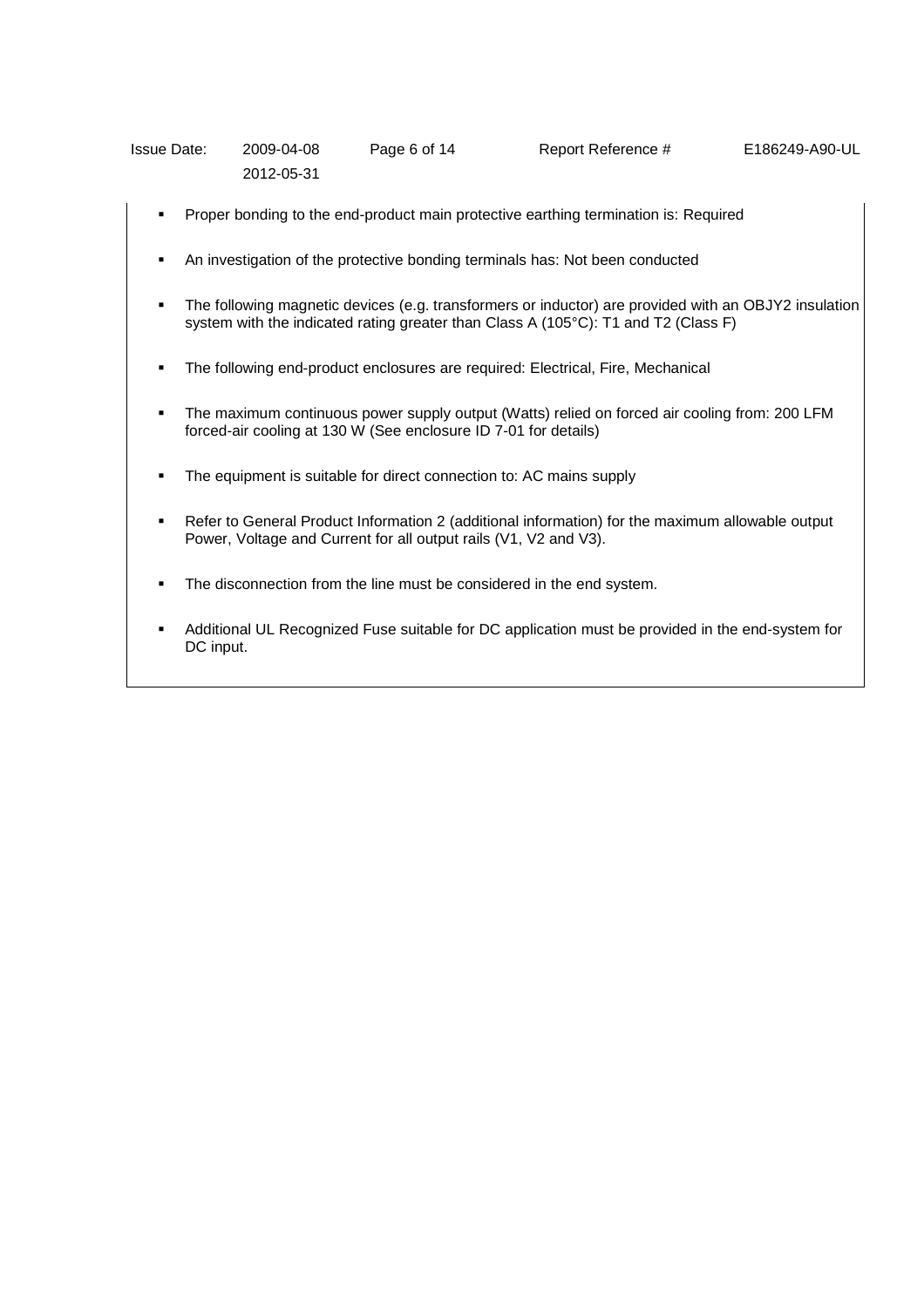- Proper bonding to the end-product main protective earthing termination is: Required
- An investigation of the protective bonding terminals has: Not been conducted
- The following magnetic devices (e.g. transformers or inductor) are provided with an OBJY2 insulation system with the indicated rating greater than Class A (105°C): T1 and T2 (Class F)
- The following end-product enclosures are required: Electrical, Fire, Mechanical
- The maximum continuous power supply output (Watts) relied on forced air cooling from: 200 LFM forced-air cooling at 130 W (See enclosure ID 7-01 for details)
- The equipment is suitable for direct connection to: AC mains supply
- Refer to General Product Information 2 (additional information) for the maximum allowable output Power, Voltage and Current for all output rails (V1, V2 and V3).
- The disconnection from the line must be considered in the end system.
- Additional UL Recognized Fuse suitable for DC application must be provided in the end-system for DC input.